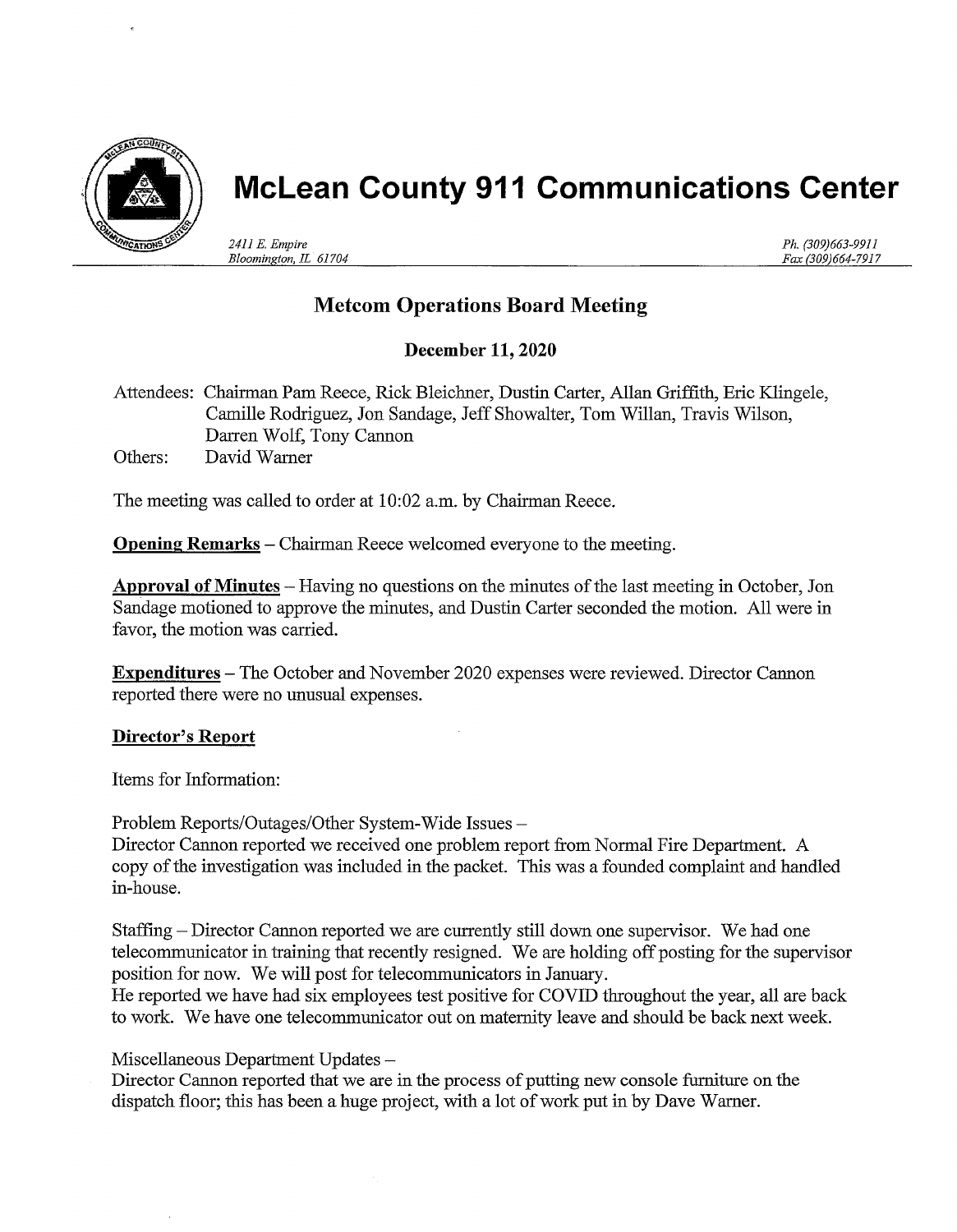# McLean County 911 Communications Center

*2411 E. Empire*
*Bloomington, IL 61704*

*Ph. (309)663-9911*
*Fax (309)664-7917*

## Metcom Operations Board Meeting

### December 11, 2020

Attendees: Chairman Pam Reece, Rick Bleichner, Dustin Carter, Allan Griffith, Eric Klingele, Camille Rodriguez, Jon Sandage, Jeff Showalter, Tom Willan, Travis Wilson, Darren Wolf, Tony Cannon

Others: David Warner

The meeting was called to order at 10:02 a.m. by Chairman Reece.

**Opening Remarks** – Chairman Reece welcomed everyone to the meeting.

**Approval of Minutes** – Having no questions on the minutes of the last meeting in October, Jon Sandage motioned to approve the minutes, and Dustin Carter seconded the motion. All were in favor, the motion was carried.

**Expenditures** – The October and November 2020 expenses were reviewed. Director Cannon reported there were no unusual expenses.

**Director's Report**

Items for Information:

Problem Reports/Outages/Other System-Wide Issues –
Director Cannon reported we received one problem report from Normal Fire Department. A copy of the investigation was included in the packet. This was a founded complaint and handled in-house.

Staffing – Director Cannon reported we are currently still down one supervisor. We had one telecommunicator in training that recently resigned. We are holding off posting for the supervisor position for now. We will post for telecommunicators in January.
He reported we have had six employees test positive for COVID throughout the year, all are back to work. We have one telecommunicator out on maternity leave and should be back next week.

Miscellaneous Department Updates –
Director Cannon reported that we are in the process of putting new console furniture on the dispatch floor; this has been a huge project, with a lot of work put in by Dave Warner.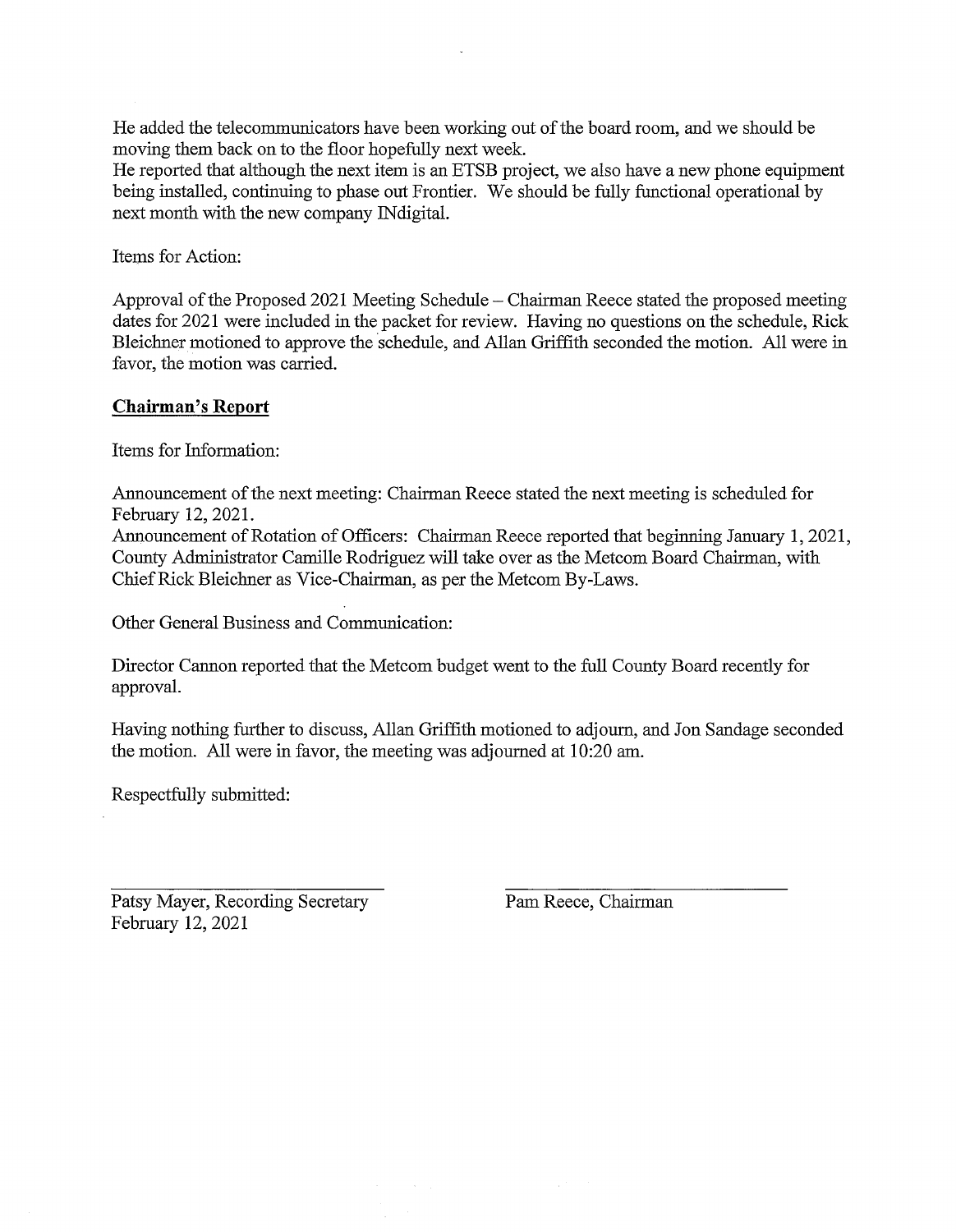He added the telecommunicators have been working out of the board room, and we should be moving them back on to the floor hopefully next week.
He reported that although the next item is an ETSB project, we also have a new phone equipment being installed, continuing to phase out Frontier. We should be fully functional operational by next month with the new company INdigital.

Items for Action:

Approval of the Proposed 2021 Meeting Schedule – Chairman Reece stated the proposed meeting dates for 2021 were included in the packet for review. Having no questions on the schedule, Rick Bleichner motioned to approve the schedule, and Allan Griffith seconded the motion. All were in favor, the motion was carried.

**Chairman's Report**

Items for Information:

Announcement of the next meeting: Chairman Reece stated the next meeting is scheduled for February 12, 2021.
Announcement of Rotation of Officers: Chairman Reece reported that beginning January 1, 2021, County Administrator Camille Rodriguez will take over as the Metcom Board Chairman, with Chief Rick Bleichner as Vice-Chairman, as per the Metcom By-Laws.

Other General Business and Communication:

Director Cannon reported that the Metcom budget went to the full County Board recently for approval.

Having nothing further to discuss, Allan Griffith motioned to adjourn, and Jon Sandage seconded the motion. All were in favor, the meeting was adjourned at 10:20 am.

Respectfully submitted:

\_\_\_\_\_\_\_\_\_\_\_\_\_\_\_\_\_\_\_\_\_\_\_\_\_\_\_\_
Patsy Mayer, Recording Secretary
February 12, 2021

\_\_\_\_\_\_\_\_\_\_\_\_\_\_\_\_\_\_\_\_\_\_\_\_\_\_\_\_
Pam Reece, Chairman